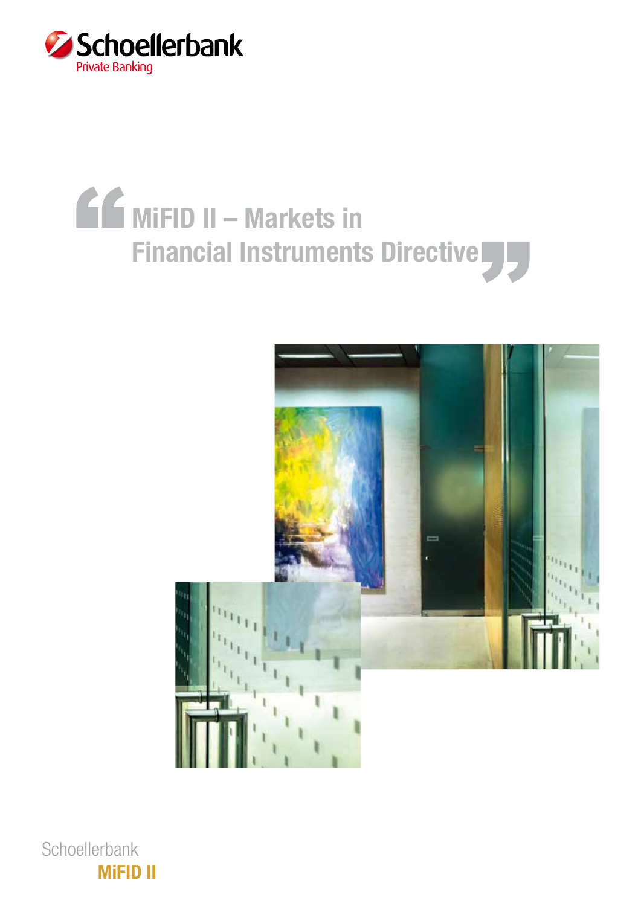Schoellerbank
Private Banking

# MiFID II – Markets in Financial Instruments Directive

Schoellerbank
**MiFID II**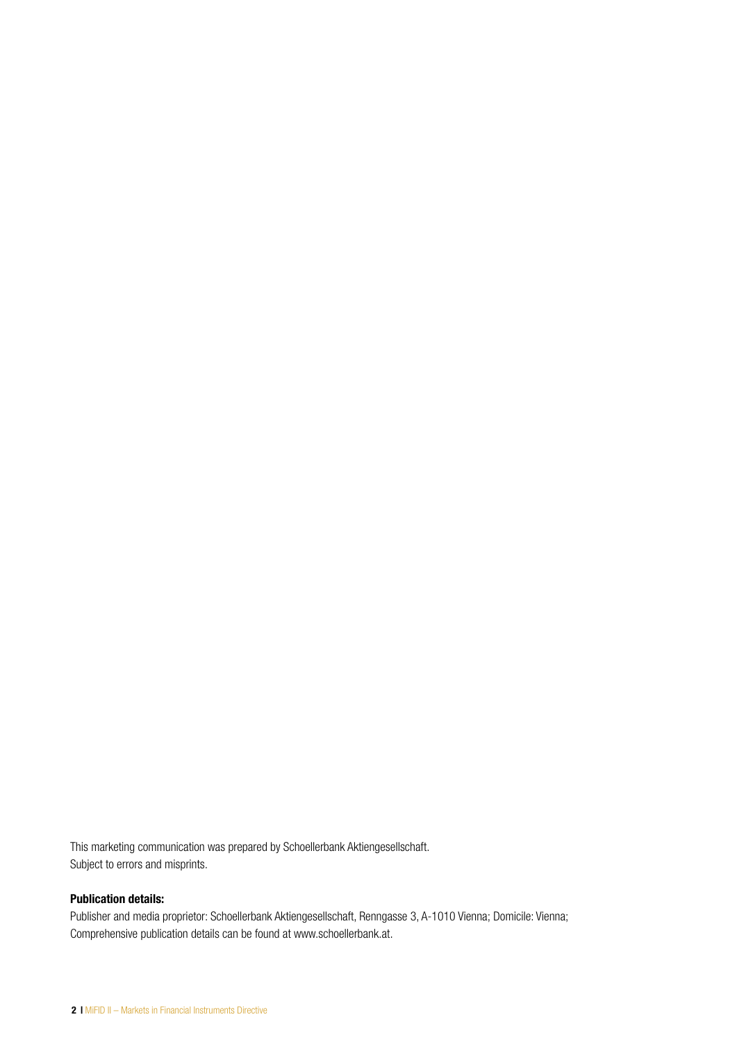This marketing communication was prepared by Schoellerbank Aktiengesellschaft.
Subject to errors and misprints.

**Publication details:**

Publisher and media proprietor: Schoellerbank Aktiengesellschaft, Renngasse 3, A-1010 Vienna; Domicile: Vienna;
Comprehensive publication details can be found at www.schoellerbank.at.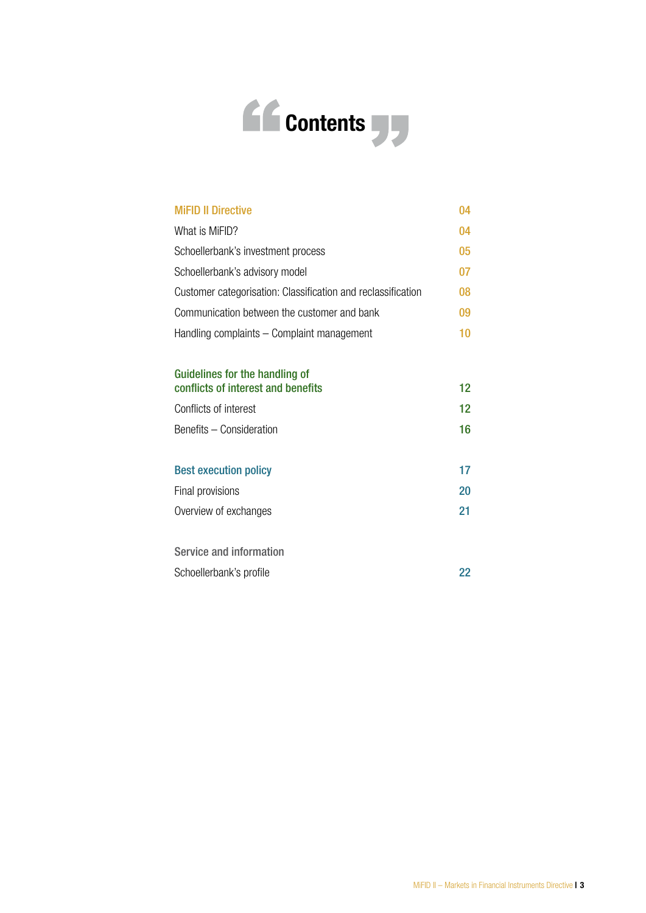# Contents

| | |
|---|---|
| **MiFID II Directive** | **04** |
| What is MiFID? | 04 |
| Schoellerbank's investment process | 05 |
| Schoellerbank's advisory model | 07 |
| Customer categorisation: Classification and reclassification | 08 |
| Communication between the customer and bank | 09 |
| Handling complaints – Complaint management | 10 |
| **Guidelines for the handling of conflicts of interest and benefits** | **12** |
| Conflicts of interest | 12 |
| Benefits – Consideration | 16 |
| **Best execution policy** | **17** |
| Final provisions | 20 |
| Overview of exchanges | 21 |
| **Service and information** | |
| Schoellerbank's profile | 22 |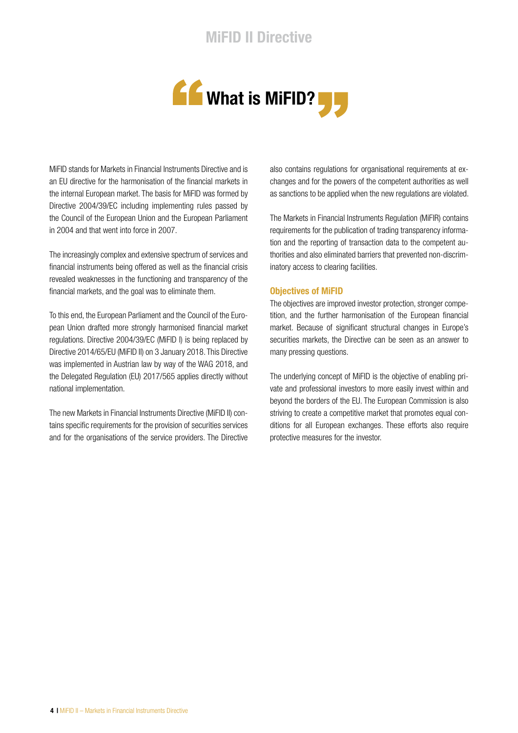# What is MiFID?

MiFID stands for Markets in Financial Instruments Directive and is an EU directive for the harmonisation of the financial markets in the internal European market. The basis for MiFID was formed by Directive 2004/39/EC including implementing rules passed by the Council of the European Union and the European Parliament in 2004 and that went into force in 2007.

The increasingly complex and extensive spectrum of services and financial instruments being offered as well as the financial crisis revealed weaknesses in the functioning and transparency of the financial markets, and the goal was to eliminate them.

To this end, the European Parliament and the Council of the European Union drafted more strongly harmonised financial market regulations. Directive 2004/39/EC (MiFID I) is being replaced by Directive 2014/65/EU (MiFID II) on 3 January 2018. This Directive was implemented in Austrian law by way of the WAG 2018, and the Delegated Regulation (EU) 2017/565 applies directly without national implementation.

The new Markets in Financial Instruments Directive (MiFID II) contains specific requirements for the provision of securities services and for the organisations of the service providers. The Directive also contains regulations for organisational requirements at exchanges and for the powers of the competent authorities as well as sanctions to be applied when the new regulations are violated.

The Markets in Financial Instruments Regulation (MiFIR) contains requirements for the publication of trading transparency information and the reporting of transaction data to the competent authorities and also eliminated barriers that prevented non-discriminatory access to clearing facilities.

### Objectives of MiFID

The objectives are improved investor protection, stronger competition, and the further harmonisation of the European financial market. Because of significant structural changes in Europe's securities markets, the Directive can be seen as an answer to many pressing questions.

The underlying concept of MiFID is the objective of enabling private and professional investors to more easily invest within and beyond the borders of the EU. The European Commission is also striving to create a competitive market that promotes equal conditions for all European exchanges. These efforts also require protective measures for the investor.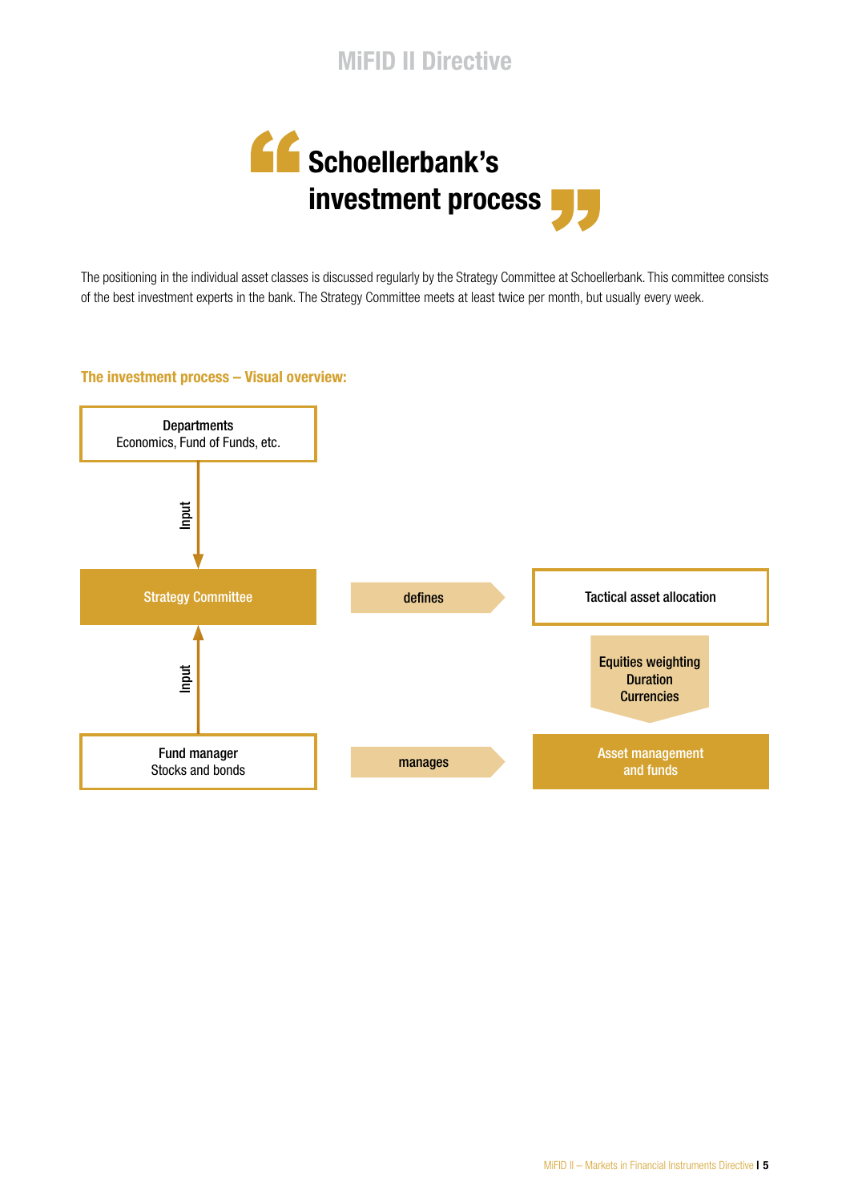# Schoellerbank's investment process

The positioning in the individual asset classes is discussed regularly by the Strategy Committee at Schoellerbank. This committee consists of the best investment experts in the bank. The Strategy Committee meets at least twice per month, but usually every week.

**The investment process – Visual overview:**

Departments
Economics, Fund of Funds, etc.

Input

Strategy Committee

defines

Tactical asset allocation

Equities weighting
Duration
Currencies

Input

Fund manager
Stocks and bonds

manages

Asset management
and funds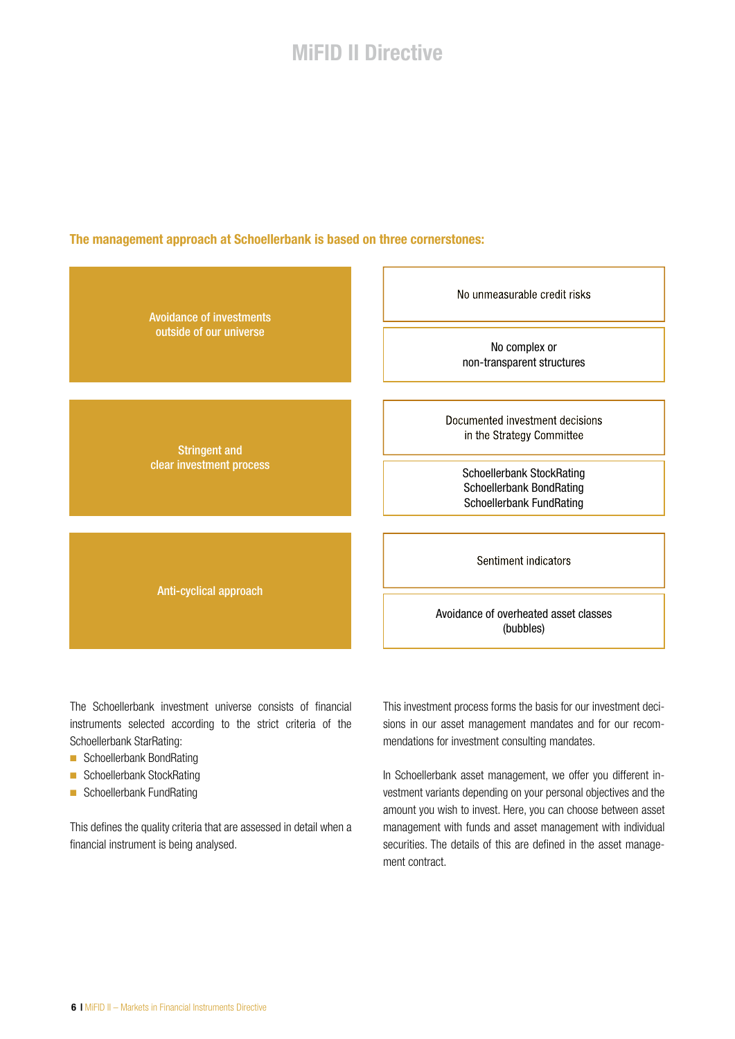# MiFID II Directive

**The management approach at Schoellerbank is based on three cornerstones:**

| Cornerstone | Details |
| --- | --- |
| Avoidance of investments outside of our universe | No unmeasurable credit risks |
| | No complex or non-transparent structures |
| Stringent and clear investment process | Documented investment decisions in the Strategy Committee |
| | Schoellerbank StockRating<br>Schoellerbank BondRating<br>Schoellerbank FundRating |
| Anti-cyclical approach | Sentiment indicators |
| | Avoidance of overheated asset classes (bubbles) |

The Schoellerbank investment universe consists of financial instruments selected according to the strict criteria of the Schoellerbank StarRating:

- Schoellerbank BondRating
- Schoellerbank StockRating
- Schoellerbank FundRating

This defines the quality criteria that are assessed in detail when a financial instrument is being analysed.

This investment process forms the basis for our investment decisions in our asset management mandates and for our recommendations for investment consulting mandates.

In Schoellerbank asset management, we offer you different investment variants depending on your personal objectives and the amount you wish to invest. Here, you can choose between asset management with funds and asset management with individual securities. The details of this are defined in the asset management contract.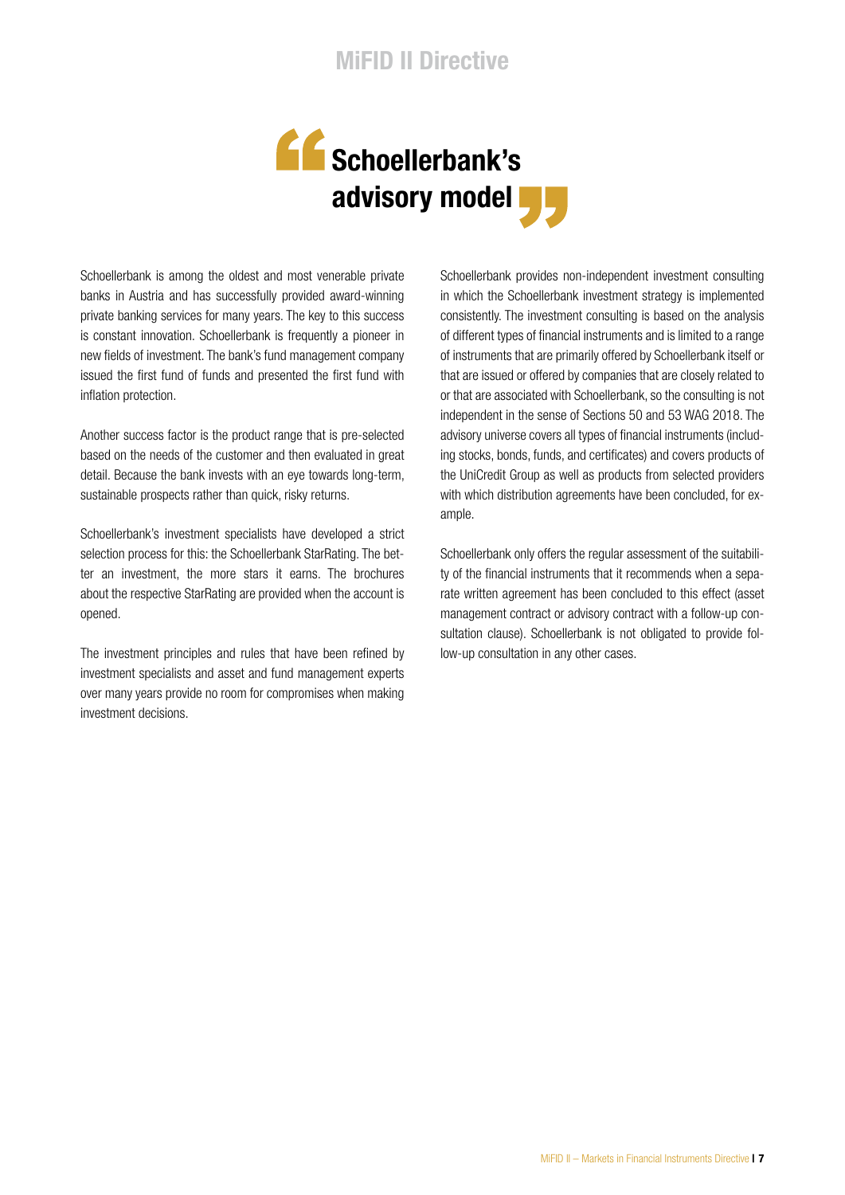# Schoellerbank's advisory model

Schoellerbank is among the oldest and most venerable private banks in Austria and has successfully provided award-winning private banking services for many years. The key to this success is constant innovation. Schoellerbank is frequently a pioneer in new fields of investment. The bank's fund management company issued the first fund of funds and presented the first fund with inflation protection.

Another success factor is the product range that is pre-selected based on the needs of the customer and then evaluated in great detail. Because the bank invests with an eye towards long-term, sustainable prospects rather than quick, risky returns.

Schoellerbank's investment specialists have developed a strict selection process for this: the Schoellerbank StarRating. The better an investment, the more stars it earns. The brochures about the respective StarRating are provided when the account is opened.

The investment principles and rules that have been refined by investment specialists and asset and fund management experts over many years provide no room for compromises when making investment decisions.

Schoellerbank provides non-independent investment consulting in which the Schoellerbank investment strategy is implemented consistently. The investment consulting is based on the analysis of different types of financial instruments and is limited to a range of instruments that are primarily offered by Schoellerbank itself or that are issued or offered by companies that are closely related to or that are associated with Schoellerbank, so the consulting is not independent in the sense of Sections 50 and 53 WAG 2018. The advisory universe covers all types of financial instruments (including stocks, bonds, funds, and certificates) and covers products of the UniCredit Group as well as products from selected providers with which distribution agreements have been concluded, for example.

Schoellerbank only offers the regular assessment of the suitability of the financial instruments that it recommends when a separate written agreement has been concluded to this effect (asset management contract or advisory contract with a follow-up consultation clause). Schoellerbank is not obligated to provide follow-up consultation in any other cases.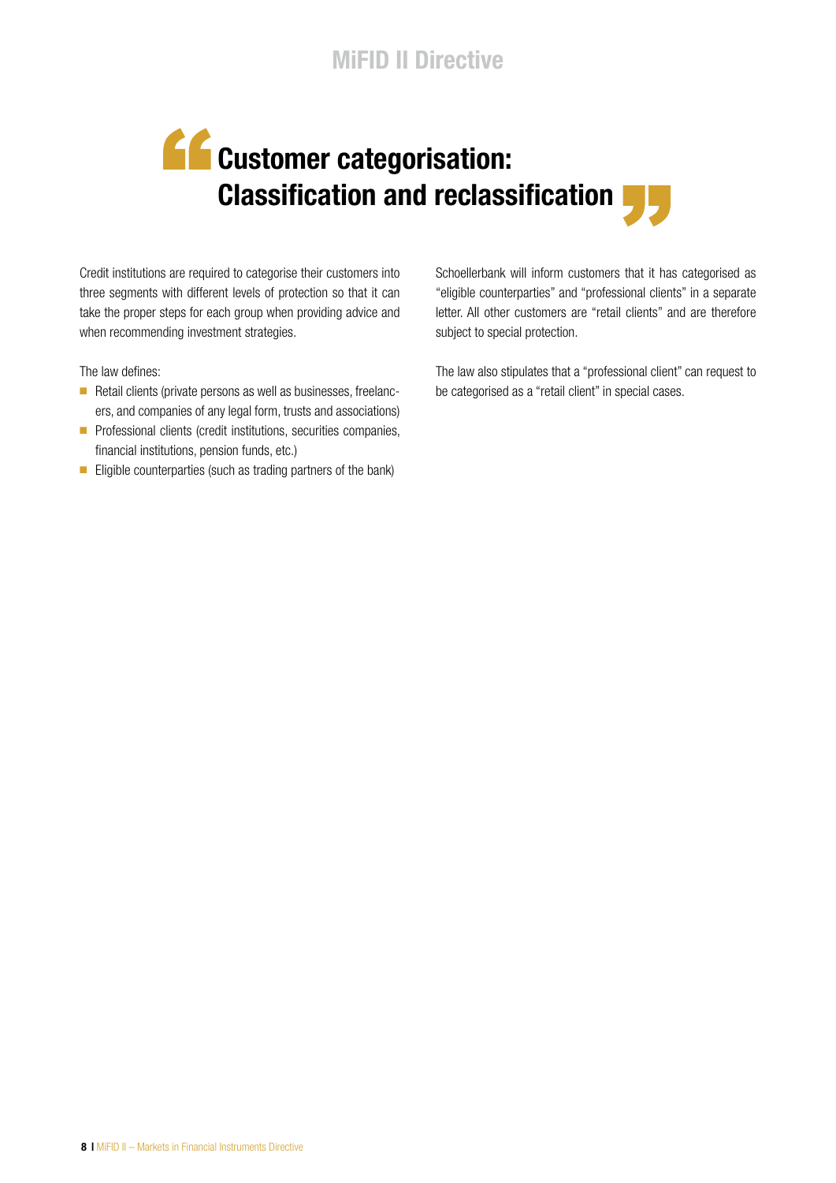# Customer categorisation: Classification and reclassification

Credit institutions are required to categorise their customers into three segments with different levels of protection so that it can take the proper steps for each group when providing advice and when recommending investment strategies.

The law defines:

- Retail clients (private persons as well as businesses, freelancers, and companies of any legal form, trusts and associations)
- Professional clients (credit institutions, securities companies, financial institutions, pension funds, etc.)
- Eligible counterparties (such as trading partners of the bank)

Schoellerbank will inform customers that it has categorised as "eligible counterparties" and "professional clients" in a separate letter. All other customers are "retail clients" and are therefore subject to special protection.

The law also stipulates that a "professional client" can request to be categorised as a "retail client" in special cases.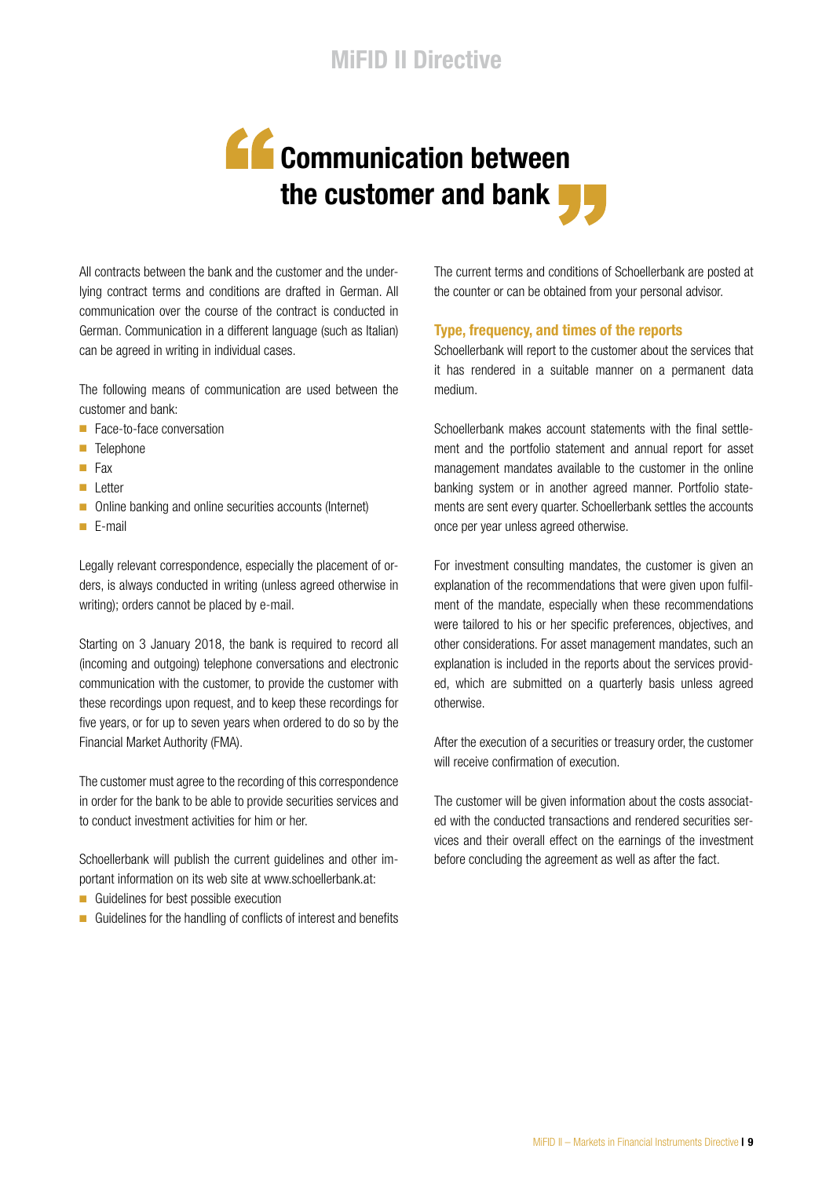# Communication between the customer and bank

All contracts between the bank and the customer and the underlying contract terms and conditions are drafted in German. All communication over the course of the contract is conducted in German. Communication in a different language (such as Italian) can be agreed in writing in individual cases.

The following means of communication are used between the customer and bank:

- Face-to-face conversation
- Telephone
- Fax
- Letter
- Online banking and online securities accounts (Internet)
- E-mail

Legally relevant correspondence, especially the placement of orders, is always conducted in writing (unless agreed otherwise in writing); orders cannot be placed by e-mail.

Starting on 3 January 2018, the bank is required to record all (incoming and outgoing) telephone conversations and electronic communication with the customer, to provide the customer with these recordings upon request, and to keep these recordings for five years, or for up to seven years when ordered to do so by the Financial Market Authority (FMA).

The customer must agree to the recording of this correspondence in order for the bank to be able to provide securities services and to conduct investment activities for him or her.

Schoellerbank will publish the current guidelines and other important information on its web site at www.schoellerbank.at:

- Guidelines for best possible execution
- Guidelines for the handling of conflicts of interest and benefits

The current terms and conditions of Schoellerbank are posted at the counter or can be obtained from your personal advisor.

### Type, frequency, and times of the reports

Schoellerbank will report to the customer about the services that it has rendered in a suitable manner on a permanent data medium.

Schoellerbank makes account statements with the final settlement and the portfolio statement and annual report for asset management mandates available to the customer in the online banking system or in another agreed manner. Portfolio statements are sent every quarter. Schoellerbank settles the accounts once per year unless agreed otherwise.

For investment consulting mandates, the customer is given an explanation of the recommendations that were given upon fulfilment of the mandate, especially when these recommendations were tailored to his or her specific preferences, objectives, and other considerations. For asset management mandates, such an explanation is included in the reports about the services provided, which are submitted on a quarterly basis unless agreed otherwise.

After the execution of a securities or treasury order, the customer will receive confirmation of execution.

The customer will be given information about the costs associated with the conducted transactions and rendered securities services and their overall effect on the earnings of the investment before concluding the agreement as well as after the fact.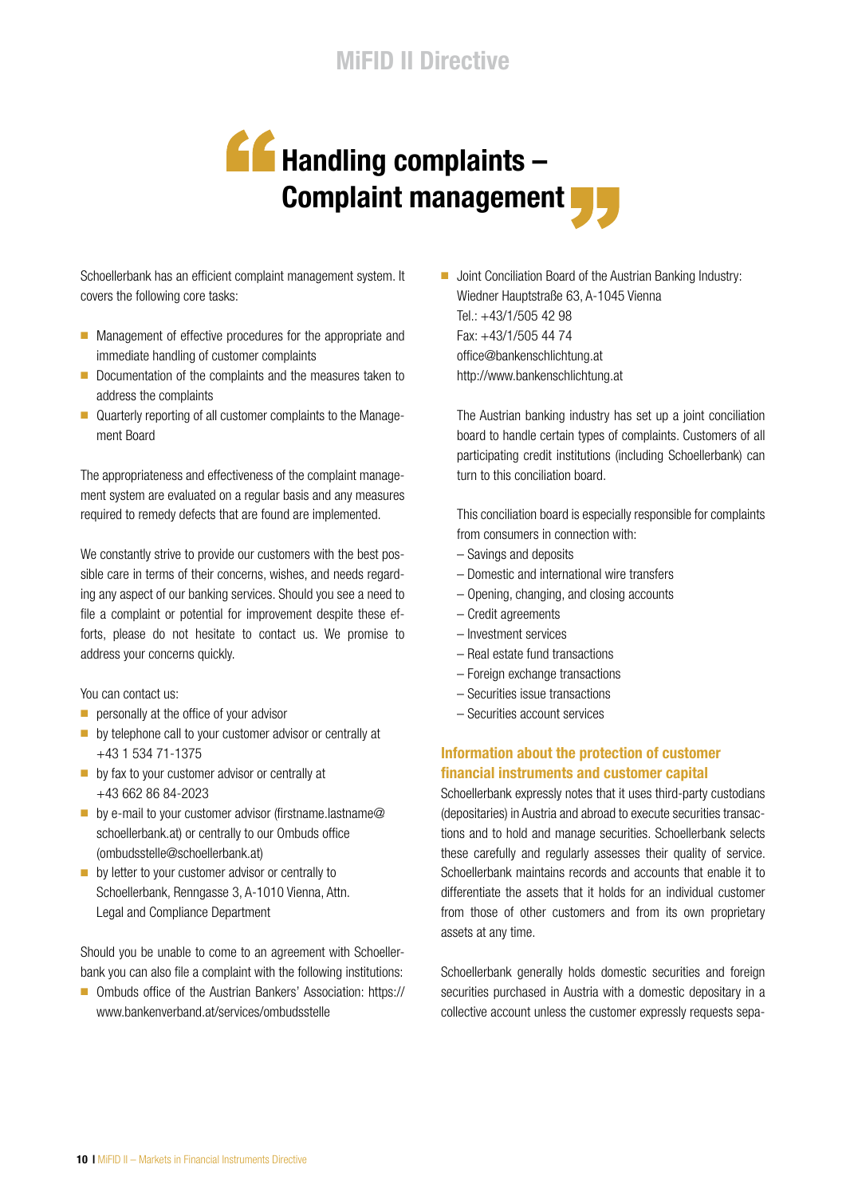# Handling complaints – Complaint management

Schoellerbank has an efficient complaint management system. It covers the following core tasks:

- Management of effective procedures for the appropriate and immediate handling of customer complaints
- Documentation of the complaints and the measures taken to address the complaints
- Quarterly reporting of all customer complaints to the Management Board

The appropriateness and effectiveness of the complaint management system are evaluated on a regular basis and any measures required to remedy defects that are found are implemented.

We constantly strive to provide our customers with the best possible care in terms of their concerns, wishes, and needs regarding any aspect of our banking services. Should you see a need to file a complaint or potential for improvement despite these efforts, please do not hesitate to contact us. We promise to address your concerns quickly.

You can contact us:

- personally at the office of your advisor
- by telephone call to your customer advisor or centrally at +43 1 534 71-1375
- by fax to your customer advisor or centrally at +43 662 86 84-2023
- by e-mail to your customer advisor (firstname.lastname@schoellerbank.at) or centrally to our Ombuds office (ombudsstelle@schoellerbank.at)
- by letter to your customer advisor or centrally to Schoellerbank, Renngasse 3, A-1010 Vienna, Attn. Legal and Compliance Department

Should you be unable to come to an agreement with Schoellerbank you can also file a complaint with the following institutions:

- Ombuds office of the Austrian Bankers' Association: https://www.bankenverband.at/services/ombudsstelle
- Joint Conciliation Board of the Austrian Banking Industry:
  Wiedner Hauptstraße 63, A-1045 Vienna
  Tel.: +43/1/505 42 98
  Fax: +43/1/505 44 74
  office@bankenschlichtung.at
  http://www.bankenschlichtung.at

  The Austrian banking industry has set up a joint conciliation board to handle certain types of complaints. Customers of all participating credit institutions (including Schoellerbank) can turn to this conciliation board.

  This conciliation board is especially responsible for complaints from consumers in connection with:
  - Savings and deposits
  - Domestic and international wire transfers
  - Opening, changing, and closing accounts
  - Credit agreements
  - Investment services
  - Real estate fund transactions
  - Foreign exchange transactions
  - Securities issue transactions
  - Securities account services

### Information about the protection of customer financial instruments and customer capital

Schoellerbank expressly notes that it uses third-party custodians (depositaries) in Austria and abroad to execute securities transactions and to hold and manage securities. Schoellerbank selects these carefully and regularly assesses their quality of service. Schoellerbank maintains records and accounts that enable it to differentiate the assets that it holds for an individual customer from those of other customers and from its own proprietary assets at any time.

Schoellerbank generally holds domestic securities and foreign securities purchased in Austria with a domestic depositary in a collective account unless the customer expressly requests sepa-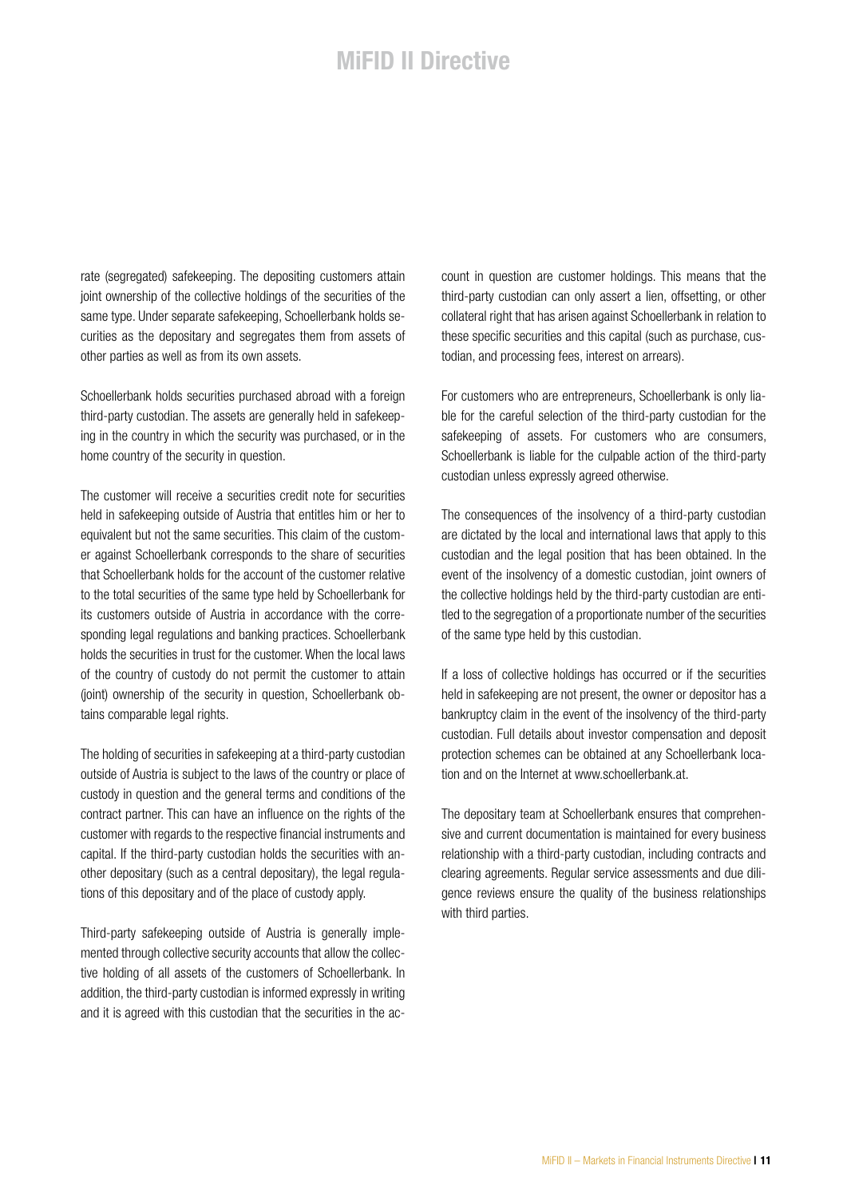rate (segregated) safekeeping. The depositing customers attain joint ownership of the collective holdings of the securities of the same type. Under separate safekeeping, Schoellerbank holds securities as the depositary and segregates them from assets of other parties as well as from its own assets.

Schoellerbank holds securities purchased abroad with a foreign third-party custodian. The assets are generally held in safekeeping in the country in which the security was purchased, or in the home country of the security in question.

The customer will receive a securities credit note for securities held in safekeeping outside of Austria that entitles him or her to equivalent but not the same securities. This claim of the customer against Schoellerbank corresponds to the share of securities that Schoellerbank holds for the account of the customer relative to the total securities of the same type held by Schoellerbank for its customers outside of Austria in accordance with the corresponding legal regulations and banking practices. Schoellerbank holds the securities in trust for the customer. When the local laws of the country of custody do not permit the customer to attain (joint) ownership of the security in question, Schoellerbank obtains comparable legal rights.

The holding of securities in safekeeping at a third-party custodian outside of Austria is subject to the laws of the country or place of custody in question and the general terms and conditions of the contract partner. This can have an influence on the rights of the customer with regards to the respective financial instruments and capital. If the third-party custodian holds the securities with another depositary (such as a central depositary), the legal regulations of this depositary and of the place of custody apply.

Third-party safekeeping outside of Austria is generally implemented through collective security accounts that allow the collective holding of all assets of the customers of Schoellerbank. In addition, the third-party custodian is informed expressly in writing and it is agreed with this custodian that the securities in the account in question are customer holdings. This means that the third-party custodian can only assert a lien, offsetting, or other collateral right that has arisen against Schoellerbank in relation to these specific securities and this capital (such as purchase, custodian, and processing fees, interest on arrears).

For customers who are entrepreneurs, Schoellerbank is only liable for the careful selection of the third-party custodian for the safekeeping of assets. For customers who are consumers, Schoellerbank is liable for the culpable action of the third-party custodian unless expressly agreed otherwise.

The consequences of the insolvency of a third-party custodian are dictated by the local and international laws that apply to this custodian and the legal position that has been obtained. In the event of the insolvency of a domestic custodian, joint owners of the collective holdings held by the third-party custodian are entitled to the segregation of a proportionate number of the securities of the same type held by this custodian.

If a loss of collective holdings has occurred or if the securities held in safekeeping are not present, the owner or depositor has a bankruptcy claim in the event of the insolvency of the third-party custodian. Full details about investor compensation and deposit protection schemes can be obtained at any Schoellerbank location and on the Internet at www.schoellerbank.at.

The depositary team at Schoellerbank ensures that comprehensive and current documentation is maintained for every business relationship with a third-party custodian, including contracts and clearing agreements. Regular service assessments and due diligence reviews ensure the quality of the business relationships with third parties.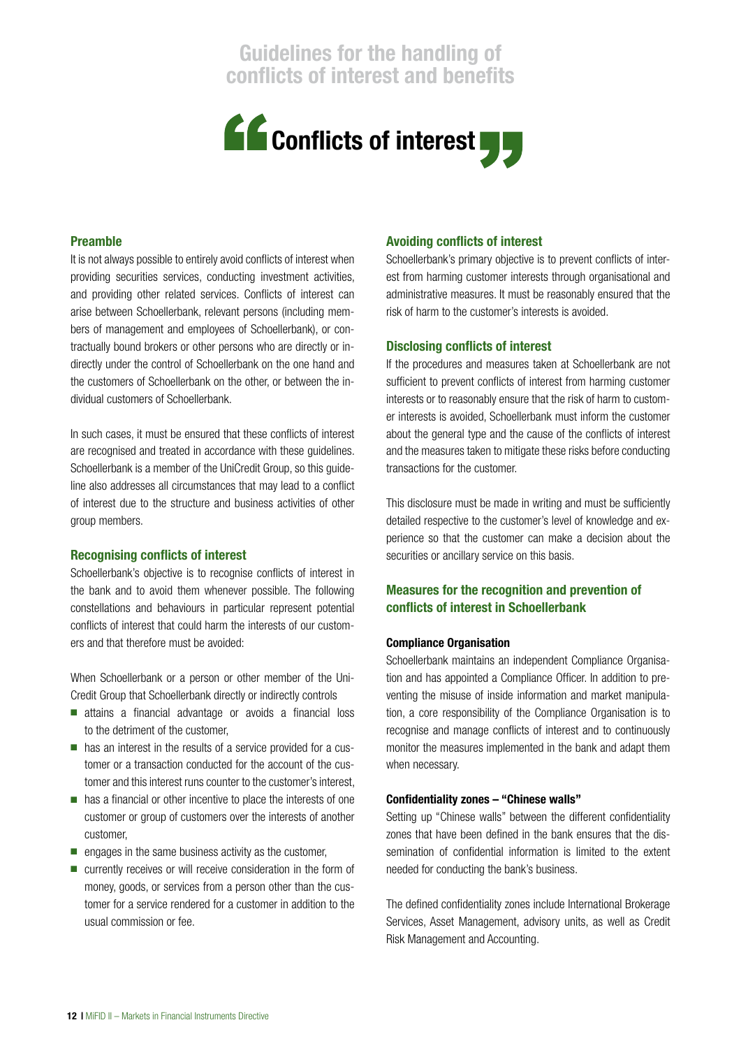# Guidelines for the handling of conflicts of interest and benefits

## Conflicts of interest

### Preamble

It is not always possible to entirely avoid conflicts of interest when providing securities services, conducting investment activities, and providing other related services. Conflicts of interest can arise between Schoellerbank, relevant persons (including members of management and employees of Schoellerbank), or contractually bound brokers or other persons who are directly or indirectly under the control of Schoellerbank on the one hand and the customers of Schoellerbank on the other, or between the individual customers of Schoellerbank.

In such cases, it must be ensured that these conflicts of interest are recognised and treated in accordance with these guidelines. Schoellerbank is a member of the UniCredit Group, so this guideline also addresses all circumstances that may lead to a conflict of interest due to the structure and business activities of other group members.

### Recognising conflicts of interest

Schoellerbank's objective is to recognise conflicts of interest in the bank and to avoid them whenever possible. The following constellations and behaviours in particular represent potential conflicts of interest that could harm the interests of our customers and that therefore must be avoided:

When Schoellerbank or a person or other member of the UniCredit Group that Schoellerbank directly or indirectly controls

- attains a financial advantage or avoids a financial loss to the detriment of the customer,
- has an interest in the results of a service provided for a customer or a transaction conducted for the account of the customer and this interest runs counter to the customer's interest,
- has a financial or other incentive to place the interests of one customer or group of customers over the interests of another customer,
- engages in the same business activity as the customer,
- currently receives or will receive consideration in the form of money, goods, or services from a person other than the customer for a service rendered for a customer in addition to the usual commission or fee.

### Avoiding conflicts of interest

Schoellerbank's primary objective is to prevent conflicts of interest from harming customer interests through organisational and administrative measures. It must be reasonably ensured that the risk of harm to the customer's interests is avoided.

### Disclosing conflicts of interest

If the procedures and measures taken at Schoellerbank are not sufficient to prevent conflicts of interest from harming customer interests or to reasonably ensure that the risk of harm to customer interests is avoided, Schoellerbank must inform the customer about the general type and the cause of the conflicts of interest and the measures taken to mitigate these risks before conducting transactions for the customer.

This disclosure must be made in writing and must be sufficiently detailed respective to the customer's level of knowledge and experience so that the customer can make a decision about the securities or ancillary service on this basis.

### Measures for the recognition and prevention of conflicts of interest in Schoellerbank

#### Compliance Organisation

Schoellerbank maintains an independent Compliance Organisation and has appointed a Compliance Officer. In addition to preventing the misuse of inside information and market manipulation, a core responsibility of the Compliance Organisation is to recognise and manage conflicts of interest and to continuously monitor the measures implemented in the bank and adapt them when necessary.

#### Confidentiality zones – "Chinese walls"

Setting up "Chinese walls" between the different confidentiality zones that have been defined in the bank ensures that the dissemination of confidential information is limited to the extent needed for conducting the bank's business.

The defined confidentiality zones include International Brokerage Services, Asset Management, advisory units, as well as Credit Risk Management and Accounting.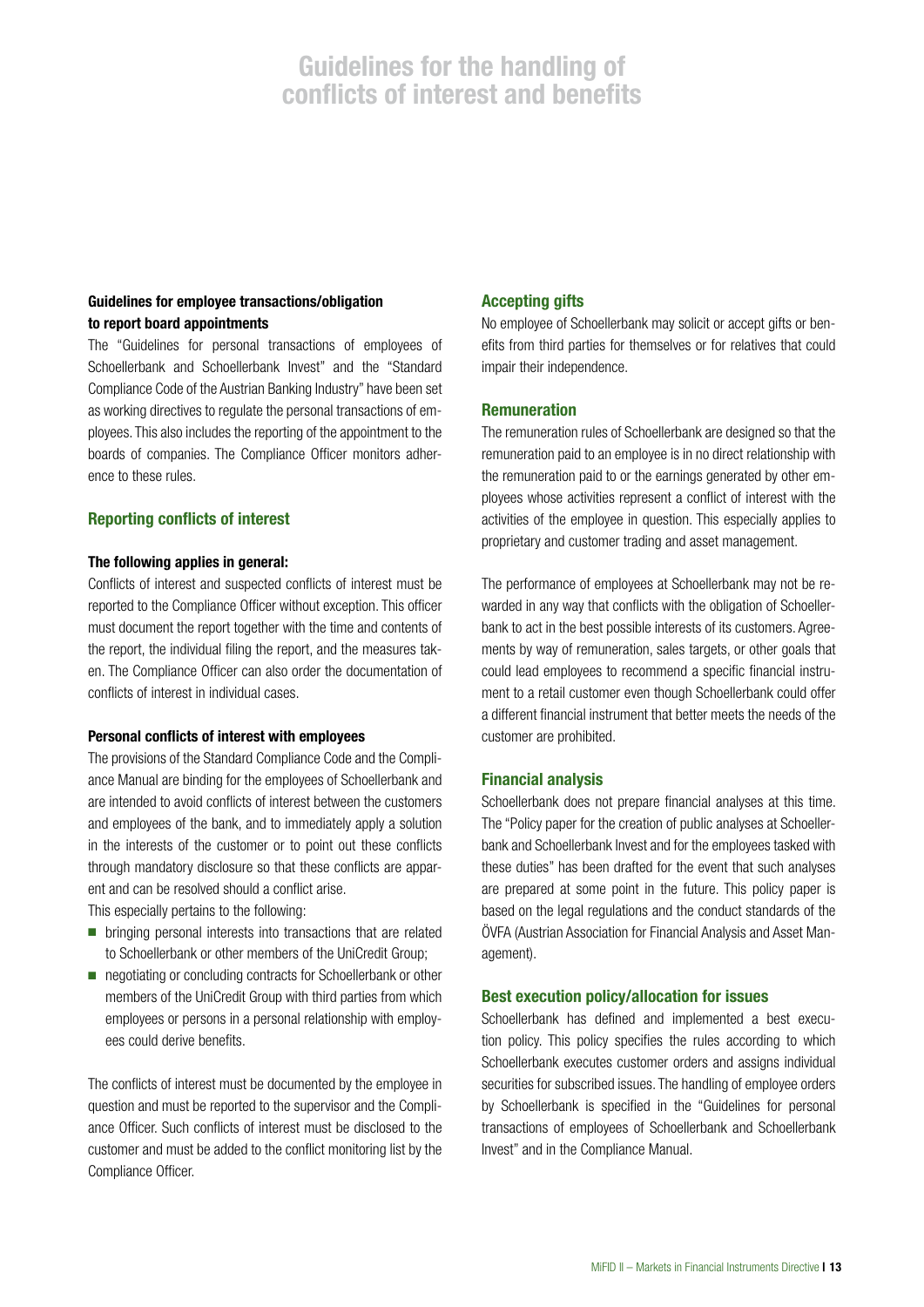# Guidelines for the handling of conflicts of interest and benefits

**Guidelines for employee transactions/obligation to report board appointments**

The "Guidelines for personal transactions of employees of Schoellerbank and Schoellerbank Invest" and the "Standard Compliance Code of the Austrian Banking Industry" have been set as working directives to regulate the personal transactions of employees. This also includes the reporting of the appointment to the boards of companies. The Compliance Officer monitors adherence to these rules.

## Reporting conflicts of interest

**The following applies in general:**

Conflicts of interest and suspected conflicts of interest must be reported to the Compliance Officer without exception. This officer must document the report together with the time and contents of the report, the individual filing the report, and the measures taken. The Compliance Officer can also order the documentation of conflicts of interest in individual cases.

**Personal conflicts of interest with employees**

The provisions of the Standard Compliance Code and the Compliance Manual are binding for the employees of Schoellerbank and are intended to avoid conflicts of interest between the customers and employees of the bank, and to immediately apply a solution in the interests of the customer or to point out these conflicts through mandatory disclosure so that these conflicts are apparent and can be resolved should a conflict arise.

This especially pertains to the following:

- bringing personal interests into transactions that are related to Schoellerbank or other members of the UniCredit Group;
- negotiating or concluding contracts for Schoellerbank or other members of the UniCredit Group with third parties from which employees or persons in a personal relationship with employees could derive benefits.

The conflicts of interest must be documented by the employee in question and must be reported to the supervisor and the Compliance Officer. Such conflicts of interest must be disclosed to the customer and must be added to the conflict monitoring list by the Compliance Officer.

## Accepting gifts

No employee of Schoellerbank may solicit or accept gifts or benefits from third parties for themselves or for relatives that could impair their independence.

## Remuneration

The remuneration rules of Schoellerbank are designed so that the remuneration paid to an employee is in no direct relationship with the remuneration paid to or the earnings generated by other employees whose activities represent a conflict of interest with the activities of the employee in question. This especially applies to proprietary and customer trading and asset management.

The performance of employees at Schoellerbank may not be rewarded in any way that conflicts with the obligation of Schoellerbank to act in the best possible interests of its customers. Agreements by way of remuneration, sales targets, or other goals that could lead employees to recommend a specific financial instrument to a retail customer even though Schoellerbank could offer a different financial instrument that better meets the needs of the customer are prohibited.

## Financial analysis

Schoellerbank does not prepare financial analyses at this time. The "Policy paper for the creation of public analyses at Schoellerbank and Schoellerbank Invest and for the employees tasked with these duties" has been drafted for the event that such analyses are prepared at some point in the future. This policy paper is based on the legal regulations and the conduct standards of the ÖVFA (Austrian Association for Financial Analysis and Asset Management).

## Best execution policy/allocation for issues

Schoellerbank has defined and implemented a best execution policy. This policy specifies the rules according to which Schoellerbank executes customer orders and assigns individual securities for subscribed issues. The handling of employee orders by Schoellerbank is specified in the "Guidelines for personal transactions of employees of Schoellerbank and Schoellerbank Invest" and in the Compliance Manual.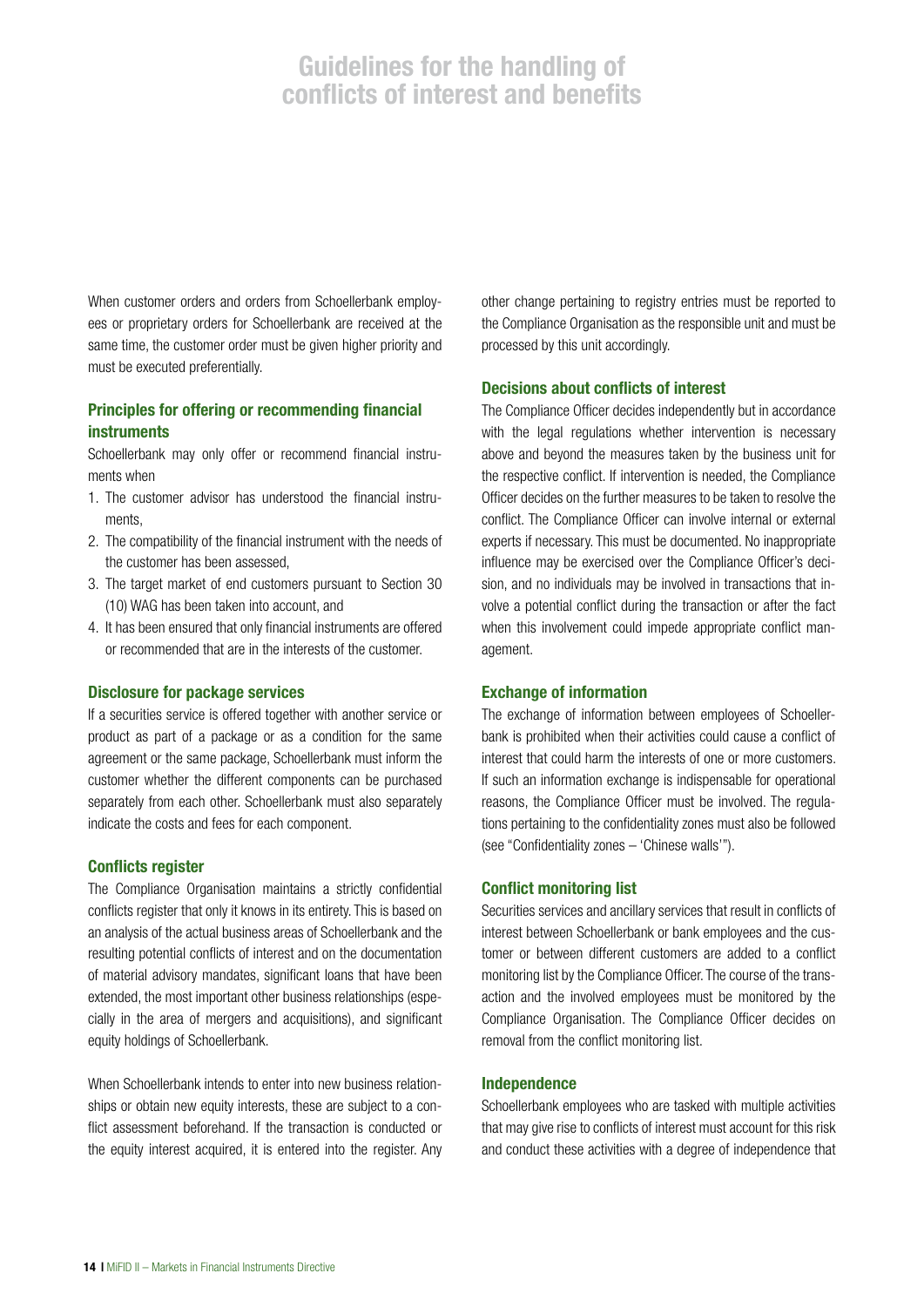When customer orders and orders from Schoellerbank employees or proprietary orders for Schoellerbank are received at the same time, the customer order must be given higher priority and must be executed preferentially.

### Principles for offering or recommending financial instruments

Schoellerbank may only offer or recommend financial instruments when

1. The customer advisor has understood the financial instruments,
2. The compatibility of the financial instrument with the needs of the customer has been assessed,
3. The target market of end customers pursuant to Section 30 (10) WAG has been taken into account, and
4. It has been ensured that only financial instruments are offered or recommended that are in the interests of the customer.

### Disclosure for package services

If a securities service is offered together with another service or product as part of a package or as a condition for the same agreement or the same package, Schoellerbank must inform the customer whether the different components can be purchased separately from each other. Schoellerbank must also separately indicate the costs and fees for each component.

### Conflicts register

The Compliance Organisation maintains a strictly confidential conflicts register that only it knows in its entirety. This is based on an analysis of the actual business areas of Schoellerbank and the resulting potential conflicts of interest and on the documentation of material advisory mandates, significant loans that have been extended, the most important other business relationships (especially in the area of mergers and acquisitions), and significant equity holdings of Schoellerbank.

When Schoellerbank intends to enter into new business relationships or obtain new equity interests, these are subject to a conflict assessment beforehand. If the transaction is conducted or the equity interest acquired, it is entered into the register. Any other change pertaining to registry entries must be reported to the Compliance Organisation as the responsible unit and must be processed by this unit accordingly.

### Decisions about conflicts of interest

The Compliance Officer decides independently but in accordance with the legal regulations whether intervention is necessary above and beyond the measures taken by the business unit for the respective conflict. If intervention is needed, the Compliance Officer decides on the further measures to be taken to resolve the conflict. The Compliance Officer can involve internal or external experts if necessary. This must be documented. No inappropriate influence may be exercised over the Compliance Officer's decision, and no individuals may be involved in transactions that involve a potential conflict during the transaction or after the fact when this involvement could impede appropriate conflict management.

### Exchange of information

The exchange of information between employees of Schoellerbank is prohibited when their activities could cause a conflict of interest that could harm the interests of one or more customers. If such an information exchange is indispensable for operational reasons, the Compliance Officer must be involved. The regulations pertaining to the confidentiality zones must also be followed (see "Confidentiality zones – 'Chinese walls'").

### Conflict monitoring list

Securities services and ancillary services that result in conflicts of interest between Schoellerbank or bank employees and the customer or between different customers are added to a conflict monitoring list by the Compliance Officer. The course of the transaction and the involved employees must be monitored by the Compliance Organisation. The Compliance Officer decides on removal from the conflict monitoring list.

### Independence

Schoellerbank employees who are tasked with multiple activities that may give rise to conflicts of interest must account for this risk and conduct these activities with a degree of independence that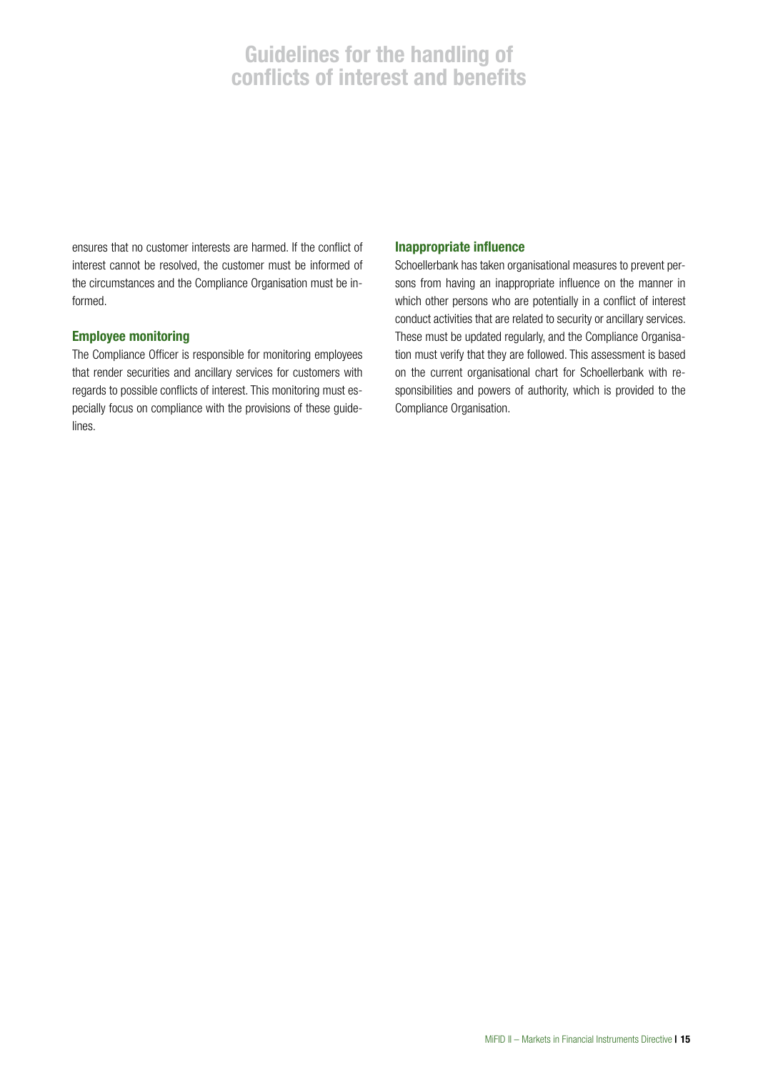ensures that no customer interests are harmed. If the conflict of interest cannot be resolved, the customer must be informed of the circumstances and the Compliance Organisation must be informed.

### Employee monitoring

The Compliance Officer is responsible for monitoring employees that render securities and ancillary services for customers with regards to possible conflicts of interest. This monitoring must especially focus on compliance with the provisions of these guidelines.

### Inappropriate influence

Schoellerbank has taken organisational measures to prevent persons from having an inappropriate influence on the manner in which other persons who are potentially in a conflict of interest conduct activities that are related to security or ancillary services. These must be updated regularly, and the Compliance Organisation must verify that they are followed. This assessment is based on the current organisational chart for Schoellerbank with responsibilities and powers of authority, which is provided to the Compliance Organisation.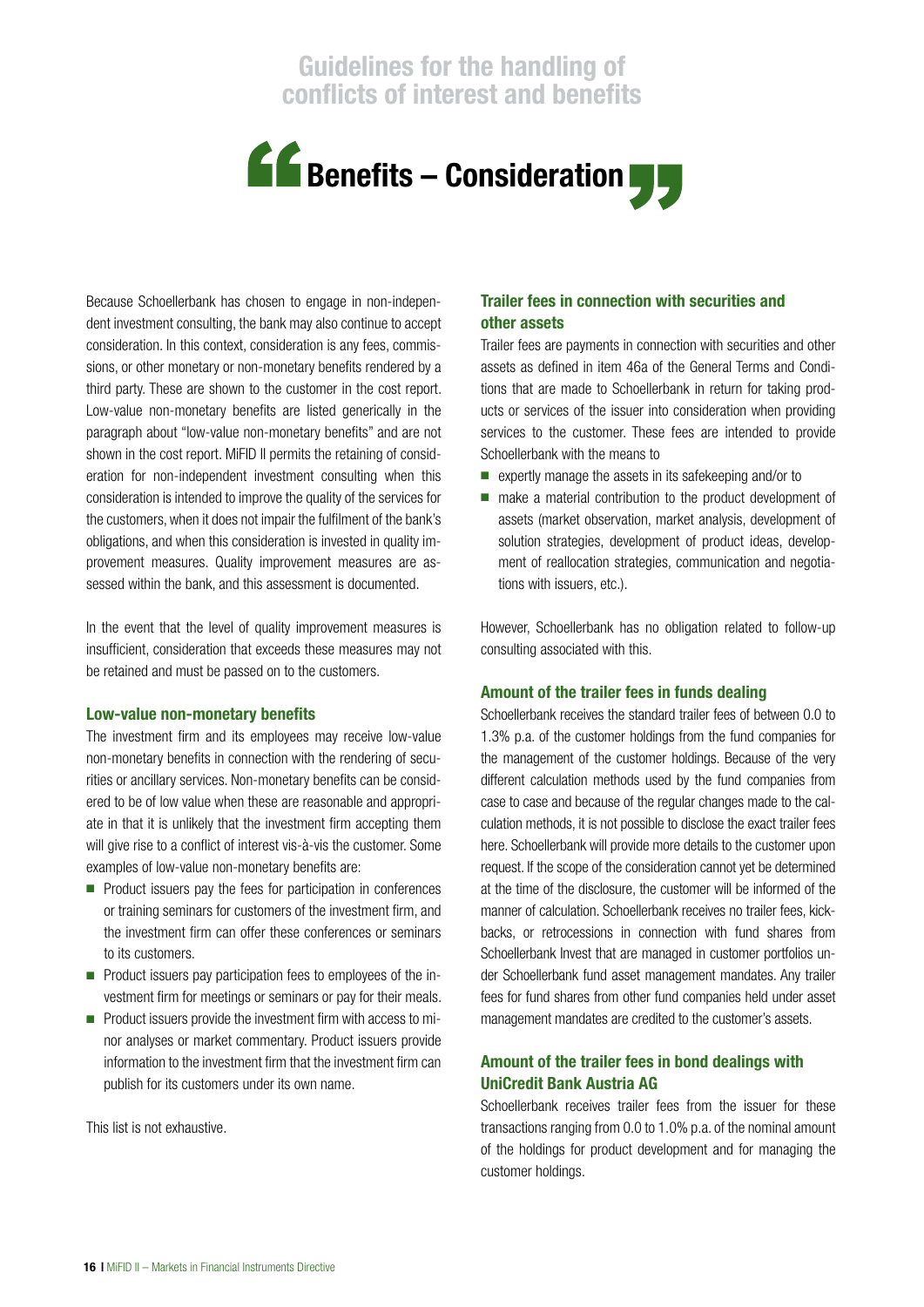# Benefits – Consideration

Because Schoellerbank has chosen to engage in non-independent investment consulting, the bank may also continue to accept consideration. In this context, consideration is any fees, commissions, or other monetary or non-monetary benefits rendered by a third party. These are shown to the customer in the cost report. Low-value non-monetary benefits are listed generically in the paragraph about "low-value non-monetary benefits" and are not shown in the cost report. MiFID II permits the retaining of consideration for non-independent investment consulting when this consideration is intended to improve the quality of the services for the customers, when it does not impair the fulfilment of the bank's obligations, and when this consideration is invested in quality improvement measures. Quality improvement measures are assessed within the bank, and this assessment is documented.

In the event that the level of quality improvement measures is insufficient, consideration that exceeds these measures may not be retained and must be passed on to the customers.

### Low-value non-monetary benefits

The investment firm and its employees may receive low-value non-monetary benefits in connection with the rendering of securities or ancillary services. Non-monetary benefits can be considered to be of low value when these are reasonable and appropriate in that it is unlikely that the investment firm accepting them will give rise to a conflict of interest vis-à-vis the customer. Some examples of low-value non-monetary benefits are:

- Product issuers pay the fees for participation in conferences or training seminars for customers of the investment firm, and the investment firm can offer these conferences or seminars to its customers.
- Product issuers pay participation fees to employees of the investment firm for meetings or seminars or pay for their meals.
- Product issuers provide the investment firm with access to minor analyses or market commentary. Product issuers provide information to the investment firm that the investment firm can publish for its customers under its own name.

This list is not exhaustive.

### Trailer fees in connection with securities and other assets

Trailer fees are payments in connection with securities and other assets as defined in item 46a of the General Terms and Conditions that are made to Schoellerbank in return for taking products or services of the issuer into consideration when providing services to the customer. These fees are intended to provide Schoellerbank with the means to

- expertly manage the assets in its safekeeping and/or to
- make a material contribution to the product development of assets (market observation, market analysis, development of solution strategies, development of product ideas, development of reallocation strategies, communication and negotiations with issuers, etc.).

However, Schoellerbank has no obligation related to follow-up consulting associated with this.

### Amount of the trailer fees in funds dealing

Schoellerbank receives the standard trailer fees of between 0.0 to 1.3% p.a. of the customer holdings from the fund companies for the management of the customer holdings. Because of the very different calculation methods used by the fund companies from case to case and because of the regular changes made to the calculation methods, it is not possible to disclose the exact trailer fees here. Schoellerbank will provide more details to the customer upon request. If the scope of the consideration cannot yet be determined at the time of the disclosure, the customer will be informed of the manner of calculation. Schoellerbank receives no trailer fees, kickbacks, or retrocessions in connection with fund shares from Schoellerbank Invest that are managed in customer portfolios under Schoellerbank fund asset management mandates. Any trailer fees for fund shares from other fund companies held under asset management mandates are credited to the customer's assets.

### Amount of the trailer fees in bond dealings with UniCredit Bank Austria AG

Schoellerbank receives trailer fees from the issuer for these transactions ranging from 0.0 to 1.0% p.a. of the nominal amount of the holdings for product development and for managing the customer holdings.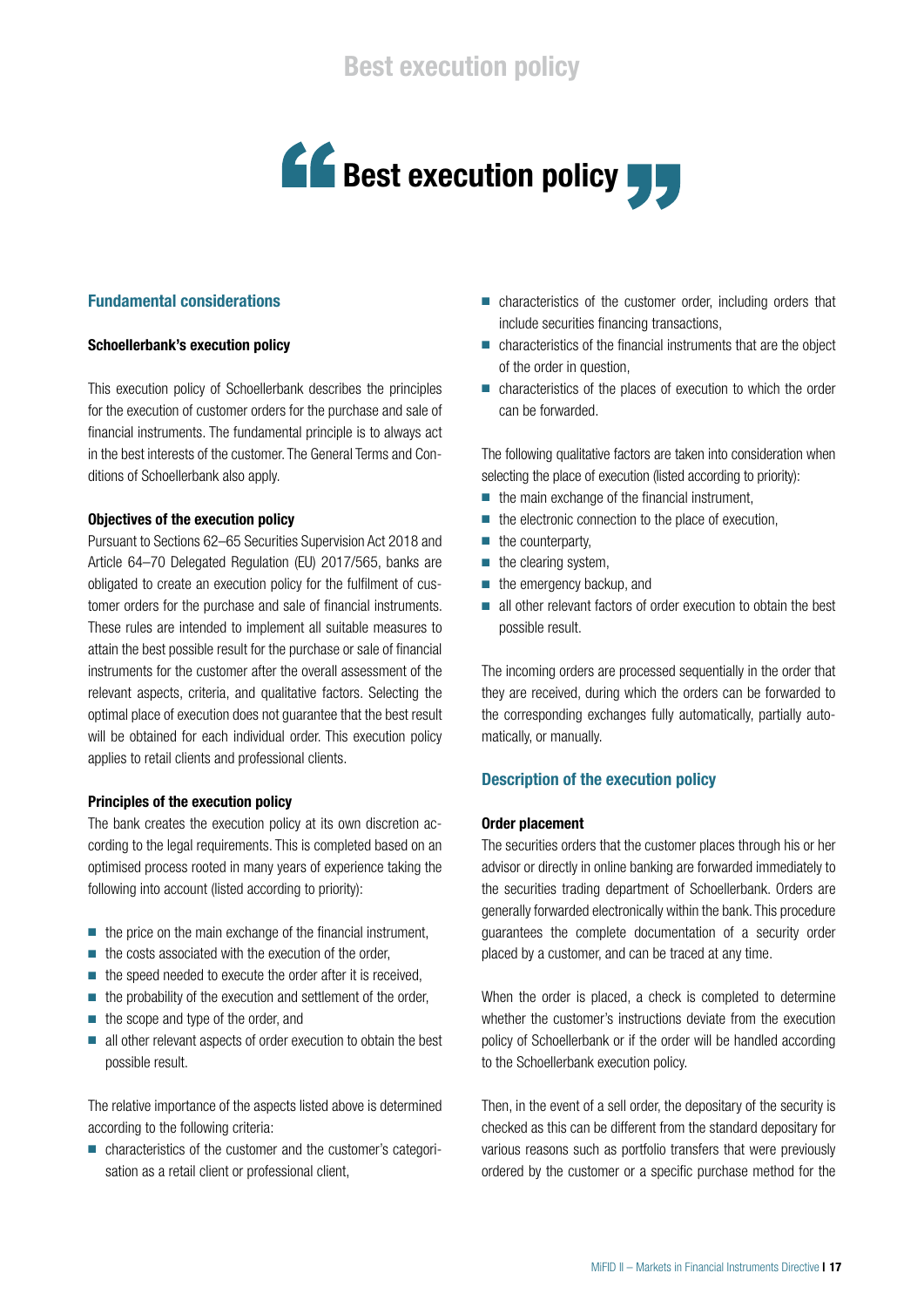# Best execution policy

## Fundamental considerations

### Schoellerbank's execution policy

This execution policy of Schoellerbank describes the principles for the execution of customer orders for the purchase and sale of financial instruments. The fundamental principle is to always act in the best interests of the customer. The General Terms and Conditions of Schoellerbank also apply.

### Objectives of the execution policy

Pursuant to Sections 62–65 Securities Supervision Act 2018 and Article 64–70 Delegated Regulation (EU) 2017/565, banks are obligated to create an execution policy for the fulfilment of customer orders for the purchase and sale of financial instruments. These rules are intended to implement all suitable measures to attain the best possible result for the purchase or sale of financial instruments for the customer after the overall assessment of the relevant aspects, criteria, and qualitative factors. Selecting the optimal place of execution does not guarantee that the best result will be obtained for each individual order. This execution policy applies to retail clients and professional clients.

### Principles of the execution policy

The bank creates the execution policy at its own discretion according to the legal requirements. This is completed based on an optimised process rooted in many years of experience taking the following into account (listed according to priority):

- the price on the main exchange of the financial instrument,
- the costs associated with the execution of the order,
- the speed needed to execute the order after it is received,
- the probability of the execution and settlement of the order,
- the scope and type of the order, and
- all other relevant aspects of order execution to obtain the best possible result.

The relative importance of the aspects listed above is determined according to the following criteria:

- characteristics of the customer and the customer's categorisation as a retail client or professional client,
- characteristics of the customer order, including orders that include securities financing transactions,
- characteristics of the financial instruments that are the object of the order in question,
- characteristics of the places of execution to which the order can be forwarded.

The following qualitative factors are taken into consideration when selecting the place of execution (listed according to priority):

- the main exchange of the financial instrument,
- the electronic connection to the place of execution,
- the counterparty,
- the clearing system,
- the emergency backup, and
- all other relevant factors of order execution to obtain the best possible result.

The incoming orders are processed sequentially in the order that they are received, during which the orders can be forwarded to the corresponding exchanges fully automatically, partially automatically, or manually.

## Description of the execution policy

### Order placement

The securities orders that the customer places through his or her advisor or directly in online banking are forwarded immediately to the securities trading department of Schoellerbank. Orders are generally forwarded electronically within the bank. This procedure guarantees the complete documentation of a security order placed by a customer, and can be traced at any time.

When the order is placed, a check is completed to determine whether the customer's instructions deviate from the execution policy of Schoellerbank or if the order will be handled according to the Schoellerbank execution policy.

Then, in the event of a sell order, the depositary of the security is checked as this can be different from the standard depositary for various reasons such as portfolio transfers that were previously ordered by the customer or a specific purchase method for the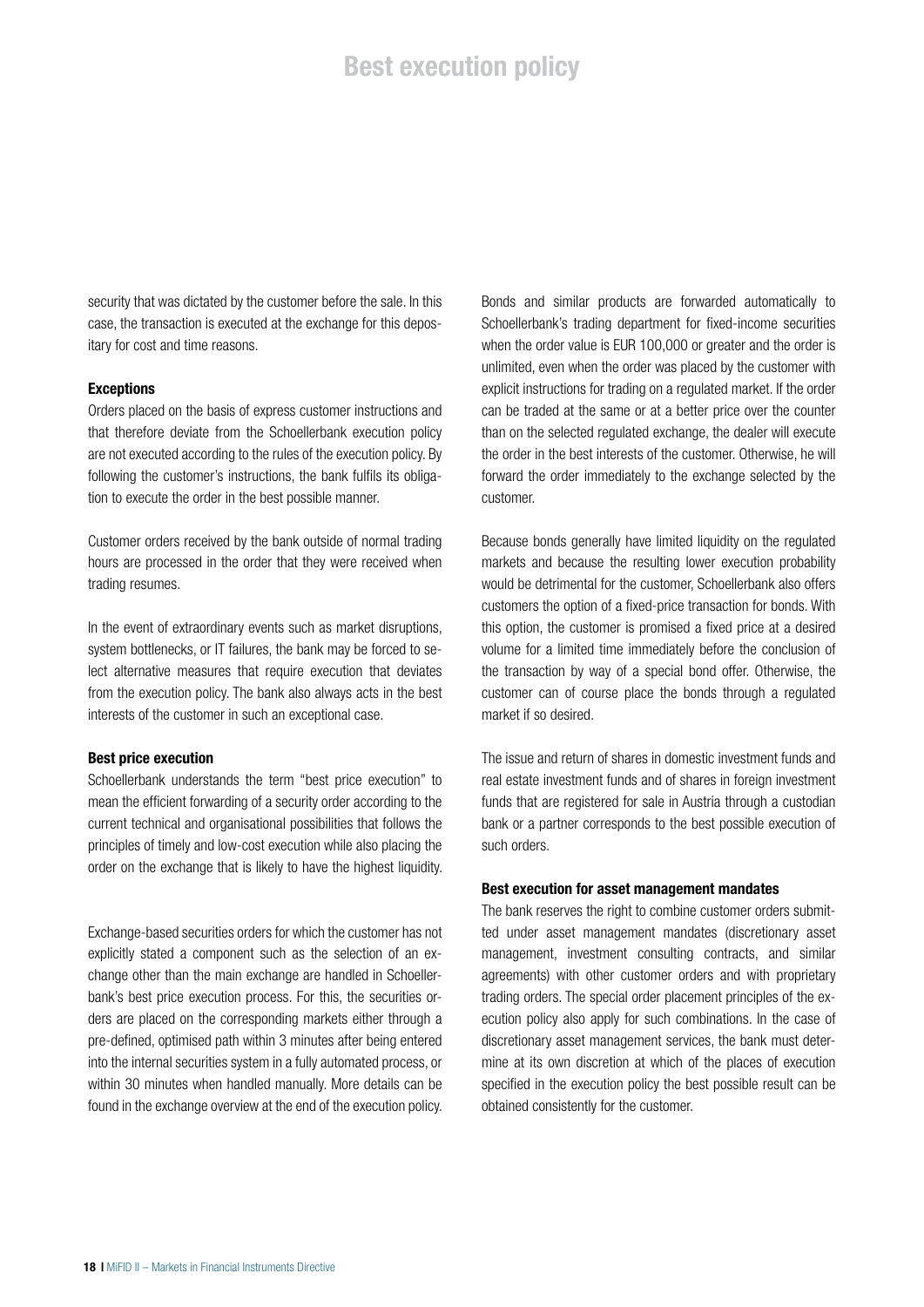security that was dictated by the customer before the sale. In this case, the transaction is executed at the exchange for this depositary for cost and time reasons.

**Exceptions**

Orders placed on the basis of express customer instructions and that therefore deviate from the Schoellerbank execution policy are not executed according to the rules of the execution policy. By following the customer's instructions, the bank fulfils its obligation to execute the order in the best possible manner.

Customer orders received by the bank outside of normal trading hours are processed in the order that they were received when trading resumes.

In the event of extraordinary events such as market disruptions, system bottlenecks, or IT failures, the bank may be forced to select alternative measures that require execution that deviates from the execution policy. The bank also always acts in the best interests of the customer in such an exceptional case.

**Best price execution**

Schoellerbank understands the term "best price execution" to mean the efficient forwarding of a security order according to the current technical and organisational possibilities that follows the principles of timely and low-cost execution while also placing the order on the exchange that is likely to have the highest liquidity.

Exchange-based securities orders for which the customer has not explicitly stated a component such as the selection of an exchange other than the main exchange are handled in Schoellerbank's best price execution process. For this, the securities orders are placed on the corresponding markets either through a pre-defined, optimised path within 3 minutes after being entered into the internal securities system in a fully automated process, or within 30 minutes when handled manually. More details can be found in the exchange overview at the end of the execution policy.

Bonds and similar products are forwarded automatically to Schoellerbank's trading department for fixed-income securities when the order value is EUR 100,000 or greater and the order is unlimited, even when the order was placed by the customer with explicit instructions for trading on a regulated market. If the order can be traded at the same or at a better price over the counter than on the selected regulated exchange, the dealer will execute the order in the best interests of the customer. Otherwise, he will forward the order immediately to the exchange selected by the customer.

Because bonds generally have limited liquidity on the regulated markets and because the resulting lower execution probability would be detrimental for the customer, Schoellerbank also offers customers the option of a fixed-price transaction for bonds. With this option, the customer is promised a fixed price at a desired volume for a limited time immediately before the conclusion of the transaction by way of a special bond offer. Otherwise, the customer can of course place the bonds through a regulated market if so desired.

The issue and return of shares in domestic investment funds and real estate investment funds and of shares in foreign investment funds that are registered for sale in Austria through a custodian bank or a partner corresponds to the best possible execution of such orders.

**Best execution for asset management mandates**

The bank reserves the right to combine customer orders submitted under asset management mandates (discretionary asset management, investment consulting contracts, and similar agreements) with other customer orders and with proprietary trading orders. The special order placement principles of the execution policy also apply for such combinations. In the case of discretionary asset management services, the bank must determine at its own discretion at which of the places of execution specified in the execution policy the best possible result can be obtained consistently for the customer.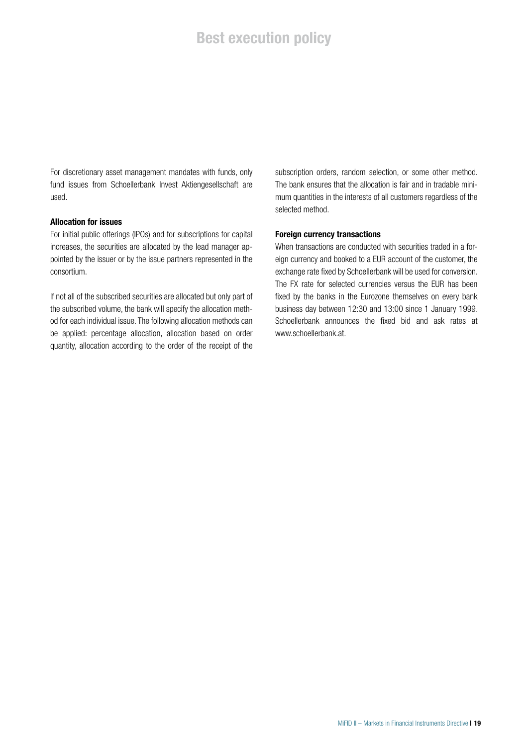For discretionary asset management mandates with funds, only fund issues from Schoellerbank Invest Aktiengesellschaft are used.

### Allocation for issues

For initial public offerings (IPOs) and for subscriptions for capital increases, the securities are allocated by the lead manager appointed by the issuer or by the issue partners represented in the consortium.

If not all of the subscribed securities are allocated but only part of the subscribed volume, the bank will specify the allocation method for each individual issue. The following allocation methods can be applied: percentage allocation, allocation based on order quantity, allocation according to the order of the receipt of the subscription orders, random selection, or some other method. The bank ensures that the allocation is fair and in tradable minimum quantities in the interests of all customers regardless of the selected method.

### Foreign currency transactions

When transactions are conducted with securities traded in a foreign currency and booked to a EUR account of the customer, the exchange rate fixed by Schoellerbank will be used for conversion. The FX rate for selected currencies versus the EUR has been fixed by the banks in the Eurozone themselves on every bank business day between 12:30 and 13:00 since 1 January 1999. Schoellerbank announces the fixed bid and ask rates at www.schoellerbank.at.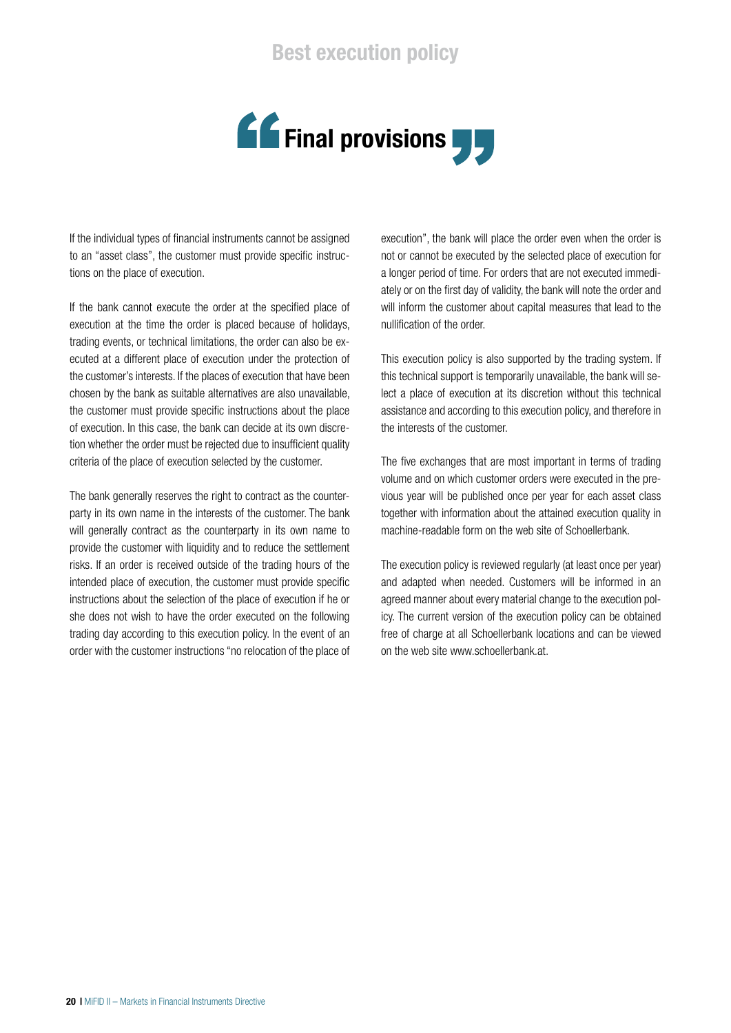## Final provisions

If the individual types of financial instruments cannot be assigned to an "asset class", the customer must provide specific instructions on the place of execution.

If the bank cannot execute the order at the specified place of execution at the time the order is placed because of holidays, trading events, or technical limitations, the order can also be executed at a different place of execution under the protection of the customer's interests. If the places of execution that have been chosen by the bank as suitable alternatives are also unavailable, the customer must provide specific instructions about the place of execution. In this case, the bank can decide at its own discretion whether the order must be rejected due to insufficient quality criteria of the place of execution selected by the customer.

The bank generally reserves the right to contract as the counterparty in its own name in the interests of the customer. The bank will generally contract as the counterparty in its own name to provide the customer with liquidity and to reduce the settlement risks. If an order is received outside of the trading hours of the intended place of execution, the customer must provide specific instructions about the selection of the place of execution if he or she does not wish to have the order executed on the following trading day according to this execution policy. In the event of an order with the customer instructions "no relocation of the place of execution", the bank will place the order even when the order is not or cannot be executed by the selected place of execution for a longer period of time. For orders that are not executed immediately or on the first day of validity, the bank will note the order and will inform the customer about capital measures that lead to the nullification of the order.

This execution policy is also supported by the trading system. If this technical support is temporarily unavailable, the bank will select a place of execution at its discretion without this technical assistance and according to this execution policy, and therefore in the interests of the customer.

The five exchanges that are most important in terms of trading volume and on which customer orders were executed in the previous year will be published once per year for each asset class together with information about the attained execution quality in machine-readable form on the web site of Schoellerbank.

The execution policy is reviewed regularly (at least once per year) and adapted when needed. Customers will be informed in an agreed manner about every material change to the execution policy. The current version of the execution policy can be obtained free of charge at all Schoellerbank locations and can be viewed on the web site www.schoellerbank.at.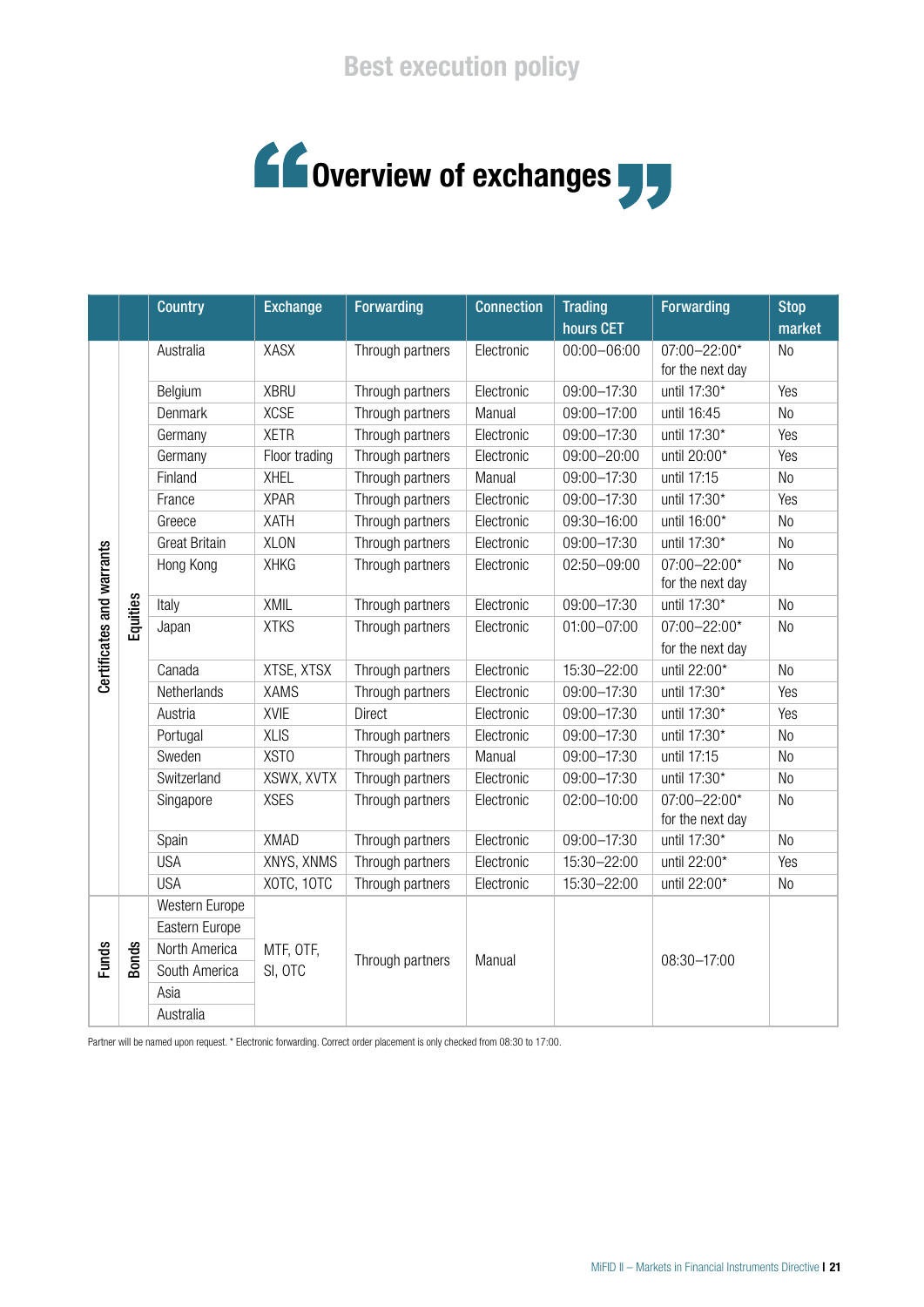# Overview of exchanges

| | | Country | Exchange | Forwarding | Connection | Trading hours CET | Forwarding | Stop market |
|---|---|---|---|---|---|---|---|---|
| Certificates and warrants | Equities | Australia | XASX | Through partners | Electronic | 00:00–06:00 | 07:00–22:00* for the next day | No |
| | | Belgium | XBRU | Through partners | Electronic | 09:00–17:30 | until 17:30* | Yes |
| | | Denmark | XCSE | Through partners | Manual | 09:00–17:00 | until 16:45 | No |
| | | Germany | XETR | Through partners | Electronic | 09:00–17:30 | until 17:30* | Yes |
| | | Germany | Floor trading | Through partners | Electronic | 09:00–20:00 | until 20:00* | Yes |
| | | Finland | XHEL | Through partners | Manual | 09:00–17:30 | until 17:15 | No |
| | | France | XPAR | Through partners | Electronic | 09:00–17:30 | until 17:30* | Yes |
| | | Greece | XATH | Through partners | Electronic | 09:30–16:00 | until 16:00* | No |
| | | Great Britain | XLON | Through partners | Electronic | 09:00–17:30 | until 17:30* | No |
| | | Hong Kong | XHKG | Through partners | Electronic | 02:50–09:00 | 07:00–22:00* for the next day | No |
| | | Italy | XMIL | Through partners | Electronic | 09:00–17:30 | until 17:30* | No |
| | | Japan | XTKS | Through partners | Electronic | 01:00–07:00 | 07:00–22:00* for the next day | No |
| | | Canada | XTSE, XTSX | Through partners | Electronic | 15:30–22:00 | until 22:00* | No |
| | | Netherlands | XAMS | Through partners | Electronic | 09:00–17:30 | until 17:30* | Yes |
| | | Austria | XVIE | Direct | Electronic | 09:00–17:30 | until 17:30* | Yes |
| | | Portugal | XLIS | Through partners | Electronic | 09:00–17:30 | until 17:30* | No |
| | | Sweden | XSTO | Through partners | Manual | 09:00–17:30 | until 17:15 | No |
| | | Switzerland | XSWX, XVTX | Through partners | Electronic | 09:00–17:30 | until 17:30* | No |
| | | Singapore | XSES | Through partners | Electronic | 02:00–10:00 | 07:00–22:00* for the next day | No |
| | | Spain | XMAD | Through partners | Electronic | 09:00–17:30 | until 17:30* | No |
| | | USA | XNYS, XNMS | Through partners | Electronic | 15:30–22:00 | until 22:00* | Yes |
| | | USA | XOTC, 1OTC | Through partners | Electronic | 15:30–22:00 | until 22:00* | No |
| Funds | Bonds | Western Europe | MTF, OTF, SI, OTC | Through partners | Manual | | 08:30–17:00 | |
| | | Eastern Europe | | | | | | |
| | | North America | | | | | | |
| | | South America | | | | | | |
| | | Asia | | | | | | |
| | | Australia | | | | | | |

Partner will be named upon request. * Electronic forwarding. Correct order placement is only checked from 08:30 to 17:00.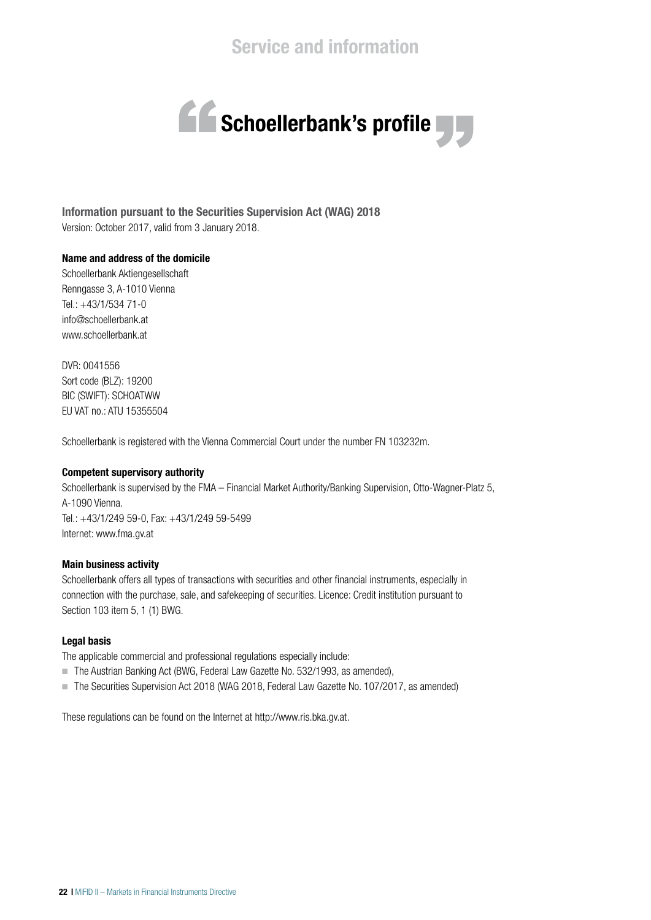# Service and information

## Schoellerbank's profile

**Information pursuant to the Securities Supervision Act (WAG) 2018**
Version: October 2017, valid from 3 January 2018.

**Name and address of the domicile**
Schoellerbank Aktiengesellschaft
Renngasse 3, A-1010 Vienna
Tel.: +43/1/534 71-0
info@schoellerbank.at
www.schoellerbank.at

DVR: 0041556
Sort code (BLZ): 19200
BIC (SWIFT): SCHOATWW
EU VAT no.: ATU 15355504

Schoellerbank is registered with the Vienna Commercial Court under the number FN 103232m.

**Competent supervisory authority**
Schoellerbank is supervised by the FMA – Financial Market Authority/Banking Supervision, Otto-Wagner-Platz 5, A-1090 Vienna.
Tel.: +43/1/249 59-0, Fax: +43/1/249 59-5499
Internet: www.fma.gv.at

**Main business activity**
Schoellerbank offers all types of transactions with securities and other financial instruments, especially in connection with the purchase, sale, and safekeeping of securities. Licence: Credit institution pursuant to Section 103 item 5, 1 (1) BWG.

**Legal basis**
The applicable commercial and professional regulations especially include:

- The Austrian Banking Act (BWG, Federal Law Gazette No. 532/1993, as amended),
- The Securities Supervision Act 2018 (WAG 2018, Federal Law Gazette No. 107/2017, as amended)

These regulations can be found on the Internet at http://www.ris.bka.gv.at.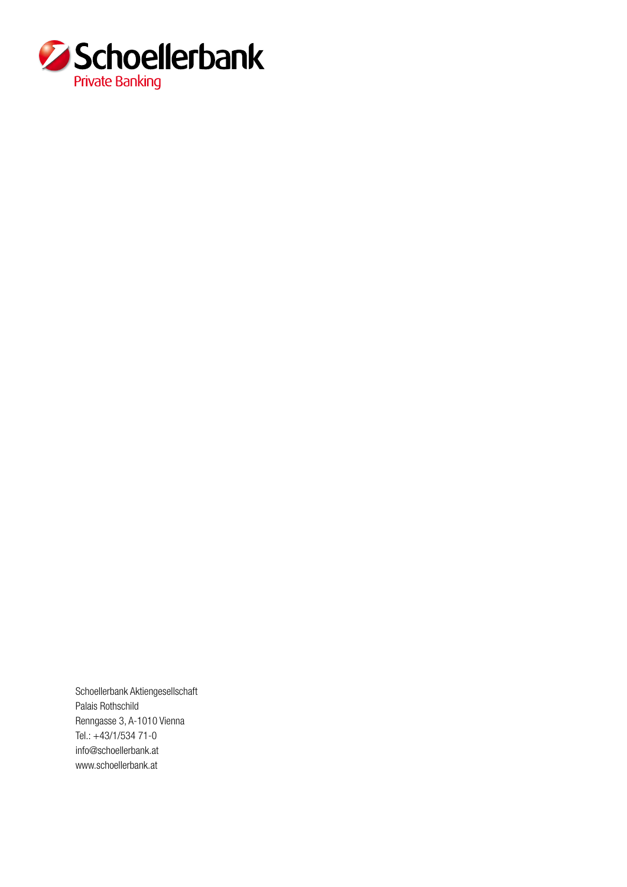Schoellerbank

Private Banking

Schoellerbank Aktiengesellschaft
Palais Rothschild
Renngasse 3, A-1010 Vienna
Tel.: +43/1/534 71-0
info@schoellerbank.at
www.schoellerbank.at